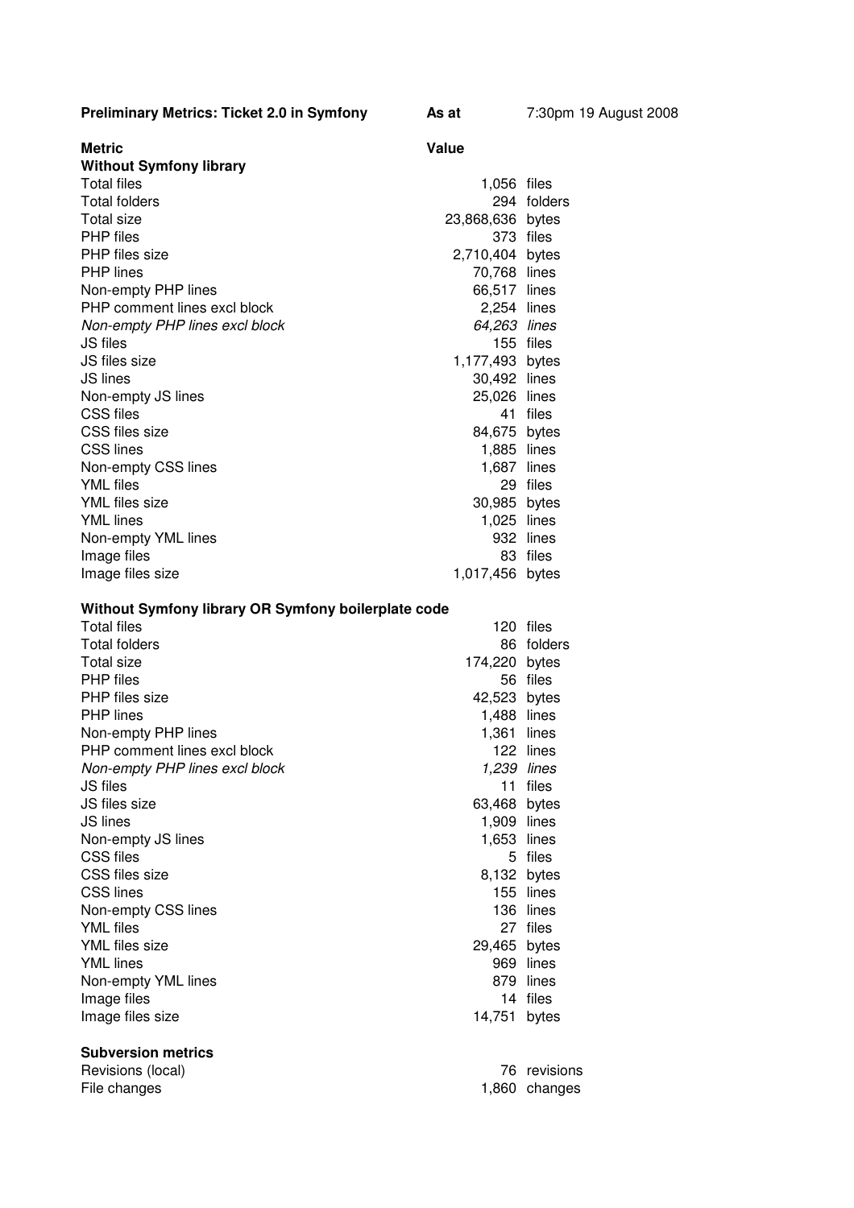**Preliminary Metrics: Ticket 2.0 in Symfony** **As at** 7:30pm 19 August 2008

| **Metric** | **Value** | |
|---|---|---|
| **Without Symfony library** | | |
| Total files | 1,056 | files |
| Total folders | 294 | folders |
| Total size | 23,868,636 | bytes |
| PHP files | 373 | files |
| PHP files size | 2,710,404 | bytes |
| PHP lines | 70,768 | lines |
| Non-empty PHP lines | 66,517 | lines |
| PHP comment lines excl block | 2,254 | lines |
| *Non-empty PHP lines excl block* | *64,263* | *lines* |
| JS files | 155 | files |
| JS files size | 1,177,493 | bytes |
| JS lines | 30,492 | lines |
| Non-empty JS lines | 25,026 | lines |
| CSS files | 41 | files |
| CSS files size | 84,675 | bytes |
| CSS lines | 1,885 | lines |
| Non-empty CSS lines | 1,687 | lines |
| YML files | 29 | files |
| YML files size | 30,985 | bytes |
| YML lines | 1,025 | lines |
| Non-empty YML lines | 932 | lines |
| Image files | 83 | files |
| Image files size | 1,017,456 | bytes |
| | | |
| **Without Symfony library OR Symfony boilerplate code** | | |
| Total files | 120 | files |
| Total folders | 86 | folders |
| Total size | 174,220 | bytes |
| PHP files | 56 | files |
| PHP files size | 42,523 | bytes |
| PHP lines | 1,488 | lines |
| Non-empty PHP lines | 1,361 | lines |
| PHP comment lines excl block | 122 | lines |
| *Non-empty PHP lines excl block* | *1,239* | *lines* |
| JS files | 11 | files |
| JS files size | 63,468 | bytes |
| JS lines | 1,909 | lines |
| Non-empty JS lines | 1,653 | lines |
| CSS files | 5 | files |
| CSS files size | 8,132 | bytes |
| CSS lines | 155 | lines |
| Non-empty CSS lines | 136 | lines |
| YML files | 27 | files |
| YML files size | 29,465 | bytes |
| YML lines | 969 | lines |
| Non-empty YML lines | 879 | lines |
| Image files | 14 | files |
| Image files size | 14,751 | bytes |
| | | |
| **Subversion metrics** | | |
| Revisions (local) | 76 | revisions |
| File changes | 1,860 | changes |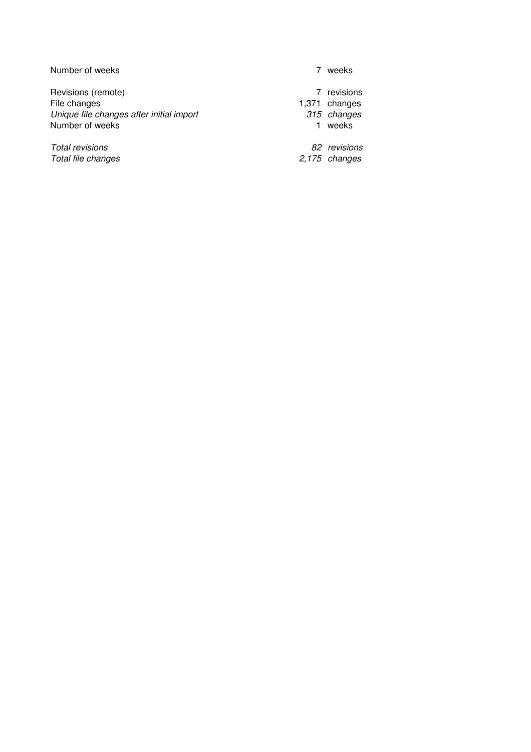| | | |
|---|---|---|
| Number of weeks | 7 | weeks |
| | | |
| Revisions (remote) | 7 | revisions |
| File changes | 1,371 | changes |
| *Unique file changes after initial import* | *315* | *changes* |
| Number of weeks | 1 | weeks |
| | | |
| *Total revisions* | *82* | *revisions* |
| *Total file changes* | *2,175* | *changes* |